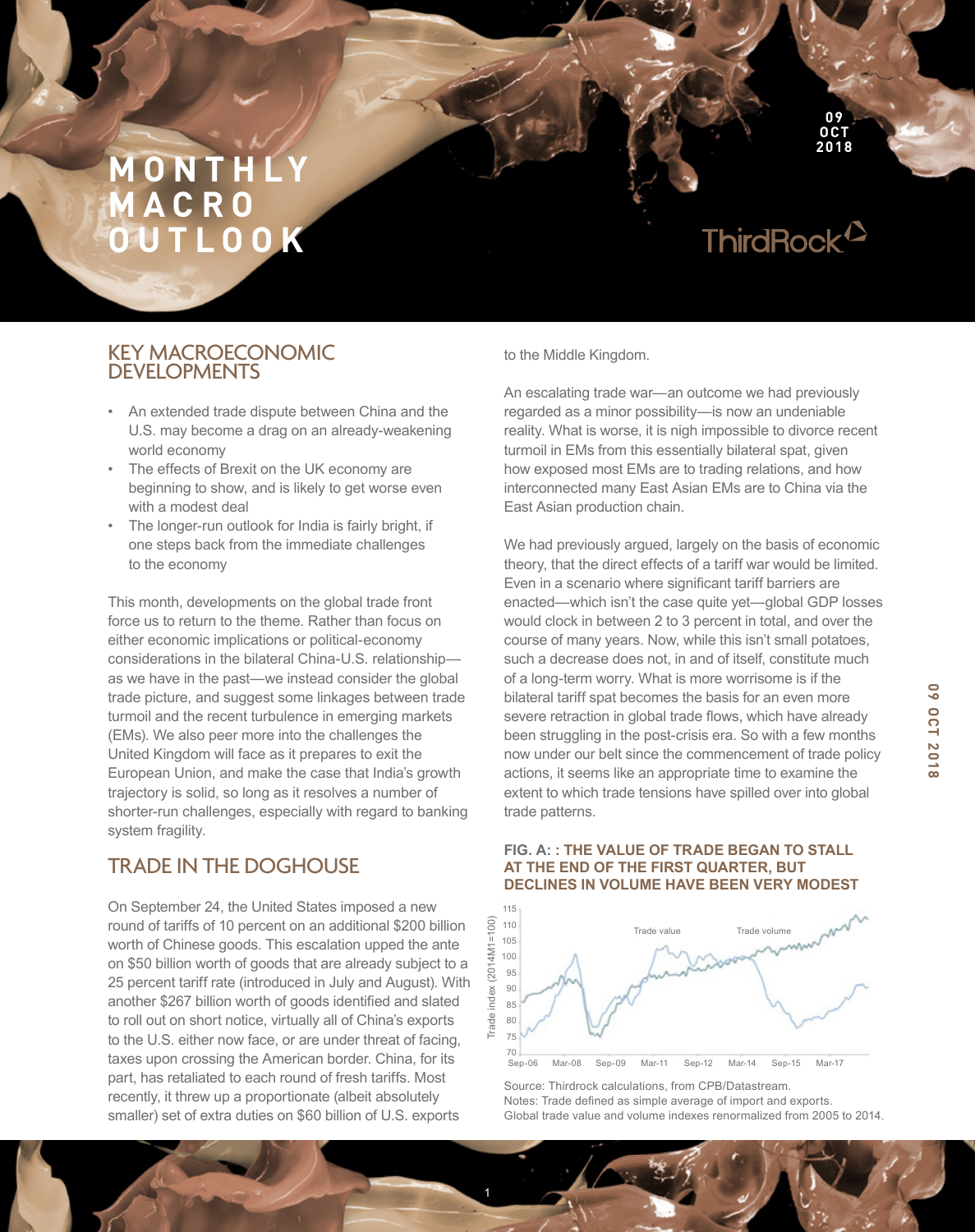# MONTHLY MACRO OUTLOOK

09 OCT 2018

ThirdRock

## KEY MACROECONOMIC DEVELOPMENTS

- An extended trade dispute between China and the U.S. may become a drag on an already-weakening world economy
- The effects of Brexit on the UK economy are beginning to show, and is likely to get worse even with a modest deal
- The longer-run outlook for India is fairly bright, if one steps back from the immediate challenges to the economy

This month, developments on the global trade front force us to return to the theme. Rather than focus on either economic implications or political-economy considerations in the bilateral China-U.S. relationship—as we have in the past—we instead consider the global trade picture, and suggest some linkages between trade turmoil and the recent turbulence in emerging markets (EMs). We also peer more into the challenges the United Kingdom will face as it prepares to exit the European Union, and make the case that India's growth trajectory is solid, so long as it resolves a number of shorter-run challenges, especially with regard to banking system fragility.

## TRADE IN THE DOGHOUSE

On September 24, the United States imposed a new round of tariffs of 10 percent on an additional $200 billion worth of Chinese goods. This escalation upped the ante on $50 billion worth of goods that are already subject to a 25 percent tariff rate (introduced in July and August). With another $267 billion worth of goods identified and slated to roll out on short notice, virtually all of China's exports to the U.S. either now face, or are under threat of facing, taxes upon crossing the American border. China, for its part, has retaliated to each round of fresh tariffs. Most recently, it threw up a proportionate (albeit absolutely smaller) set of extra duties on $60 billion of U.S. exports to the Middle Kingdom.

An escalating trade war—an outcome we had previously regarded as a minor possibility—is now an undeniable reality. What is worse, it is nigh impossible to divorce recent turmoil in EMs from this essentially bilateral spat, given how exposed most EMs are to trading relations, and how interconnected many East Asian EMs are to China via the East Asian production chain.

We had previously argued, largely on the basis of economic theory, that the direct effects of a tariff war would be limited. Even in a scenario where significant tariff barriers are enacted—which isn't the case quite yet—global GDP losses would clock in between 2 to 3 percent in total, and over the course of many years. Now, while this isn't small potatoes, such a decrease does not, in and of itself, constitute much of a long-term worry. What is more worrisome is if the bilateral tariff spat becomes the basis for an even more severe retraction in global trade flows, which have already been struggling in the post-crisis era. So with a few months now under our belt since the commencement of trade policy actions, it seems like an appropriate time to examine the extent to which trade tensions have spilled over into global trade patterns.

**FIG. A: : THE VALUE OF TRADE BEGAN TO STALL AT THE END OF THE FIRST QUARTER, BUT DECLINES IN VOLUME HAVE BEEN VERY MODEST**

Trade index (2014M1=100)
115
110
105
100
95
90
85
80
75
70
Sep-06 Mar-08 Sep-09 Mar-11 Sep-12 Mar-14 Sep-15 Mar-17
Trade value
Trade volume

Source: Thirdrock calculations, from CPB/Datastream.
Notes: Trade defined as simple average of import and exports.
Global trade value and volume indexes renormalized from 2005 to 2014.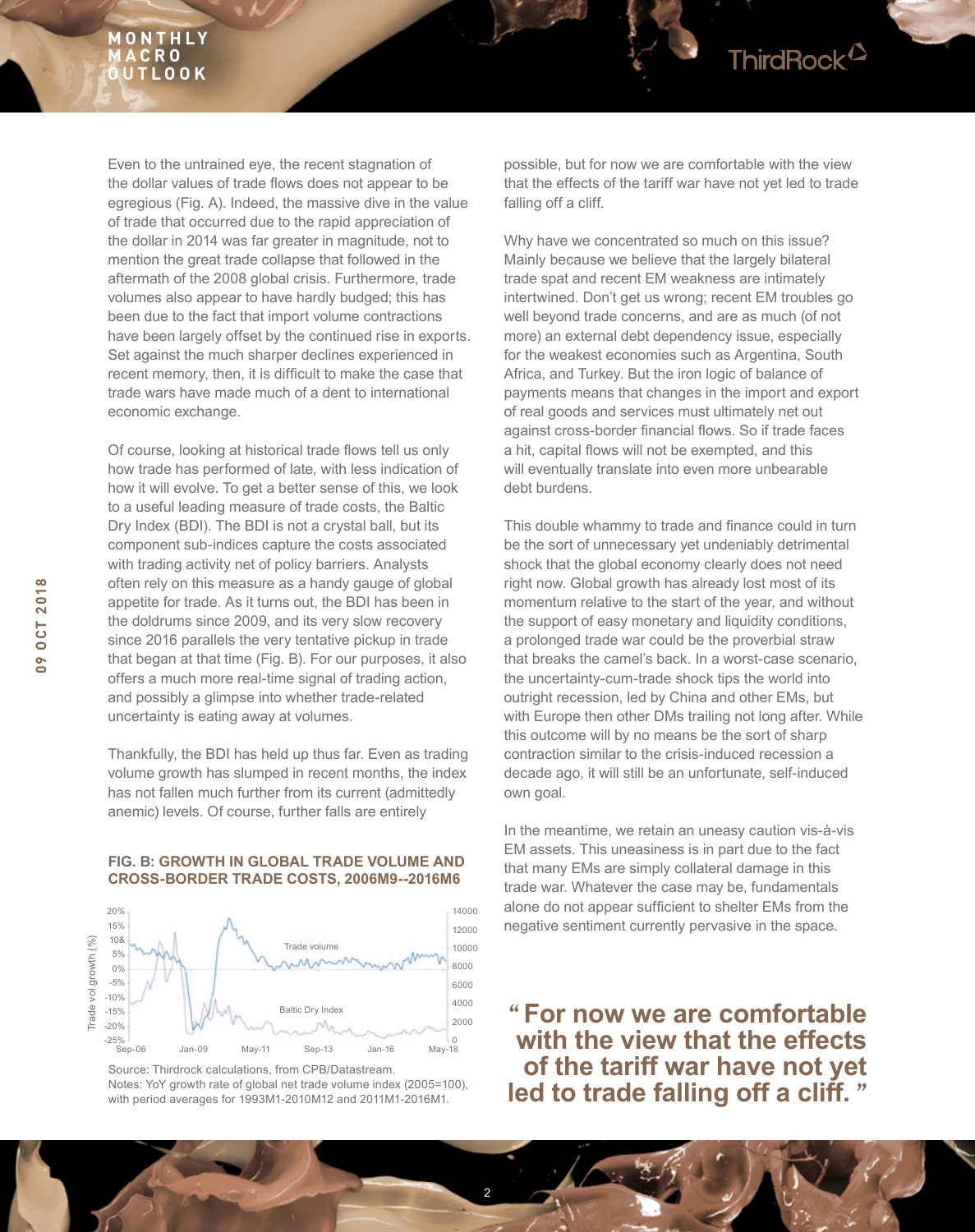Even to the untrained eye, the recent stagnation of the dollar values of trade flows does not appear to be egregious (Fig. A). Indeed, the massive dive in the value of trade that occurred due to the rapid appreciation of the dollar in 2014 was far greater in magnitude, not to mention the great trade collapse that followed in the aftermath of the 2008 global crisis. Furthermore, trade volumes also appear to have hardly budged; this has been due to the fact that import volume contractions have been largely offset by the continued rise in exports. Set against the much sharper declines experienced in recent memory, then, it is difficult to make the case that trade wars have made much of a dent to international economic exchange.

Of course, looking at historical trade flows tell us only how trade has performed of late, with less indication of how it will evolve. To get a better sense of this, we look to a useful leading measure of trade costs, the Baltic Dry Index (BDI). The BDI is not a crystal ball, but its component sub-indices capture the costs associated with trading activity net of policy barriers. Analysts often rely on this measure as a handy gauge of global appetite for trade. As it turns out, the BDI has been in the doldrums since 2009, and its very slow recovery since 2016 parallels the very tentative pickup in trade that began at that time (Fig. B). For our purposes, it also offers a much more real-time signal of trading action, and possibly a glimpse into whether trade-related uncertainty is eating away at volumes.

Thankfully, the BDI has held up thus far. Even as trading volume growth has slumped in recent months, the index has not fallen much further from its current (admittedly anemic) levels. Of course, further falls are entirely possible, but for now we are comfortable with the view that the effects of the tariff war have not yet led to trade falling off a cliff.

**FIG. B: GROWTH IN GLOBAL TRADE VOLUME AND CROSS-BORDER TRADE COSTS, 2006M9--2016M6**

Trade vol growth (%)
20%
15%
10&
5%
0%
-5%
-10%
-15%
-20%
-25%

14000
12000
10000
8000
6000
4000
2000
0

Trade volume
Baltic Dry Index

Sep-06
Jan-09
May-11
Sep-13
Jan-16
May-18

Source: Thirdrock calculations, from CPB/Datastream.
Notes: YoY growth rate of global net trade volume index (2005=100), with period averages for 1993M1-2010M12 and 2011M1-2016M1.

Why have we concentrated so much on this issue? Mainly because we believe that the largely bilateral trade spat and recent EM weakness are intimately intertwined. Don't get us wrong; recent EM troubles go well beyond trade concerns, and are as much (of not more) an external debt dependency issue, especially for the weakest economies such as Argentina, South Africa, and Turkey. But the iron logic of balance of payments means that changes in the import and export of real goods and services must ultimately net out against cross-border financial flows. So if trade faces a hit, capital flows will not be exempted, and this will eventually translate into even more unbearable debt burdens.

This double whammy to trade and finance could in turn be the sort of unnecessary yet undeniably detrimental shock that the global economy clearly does not need right now. Global growth has already lost most of its momentum relative to the start of the year, and without the support of easy monetary and liquidity conditions, a prolonged trade war could be the proverbial straw that breaks the camel's back. In a worst-case scenario, the uncertainty-cum-trade shock tips the world into outright recession, led by China and other EMs, but with Europe then other DMs trailing not long after. While this outcome will by no means be the sort of sharp contraction similar to the crisis-induced recession a decade ago, it will still be an unfortunate, self-induced own goal.

In the meantime, we retain an uneasy caution vis-à-vis EM assets. This uneasiness is in part due to the fact that many EMs are simply collateral damage in this trade war. Whatever the case may be, fundamentals alone do not appear sufficient to shelter EMs from the negative sentiment currently pervasive in the space.

> **" For now we are comfortable with the view that the effects of the tariff war have not yet led to trade falling off a cliff. "**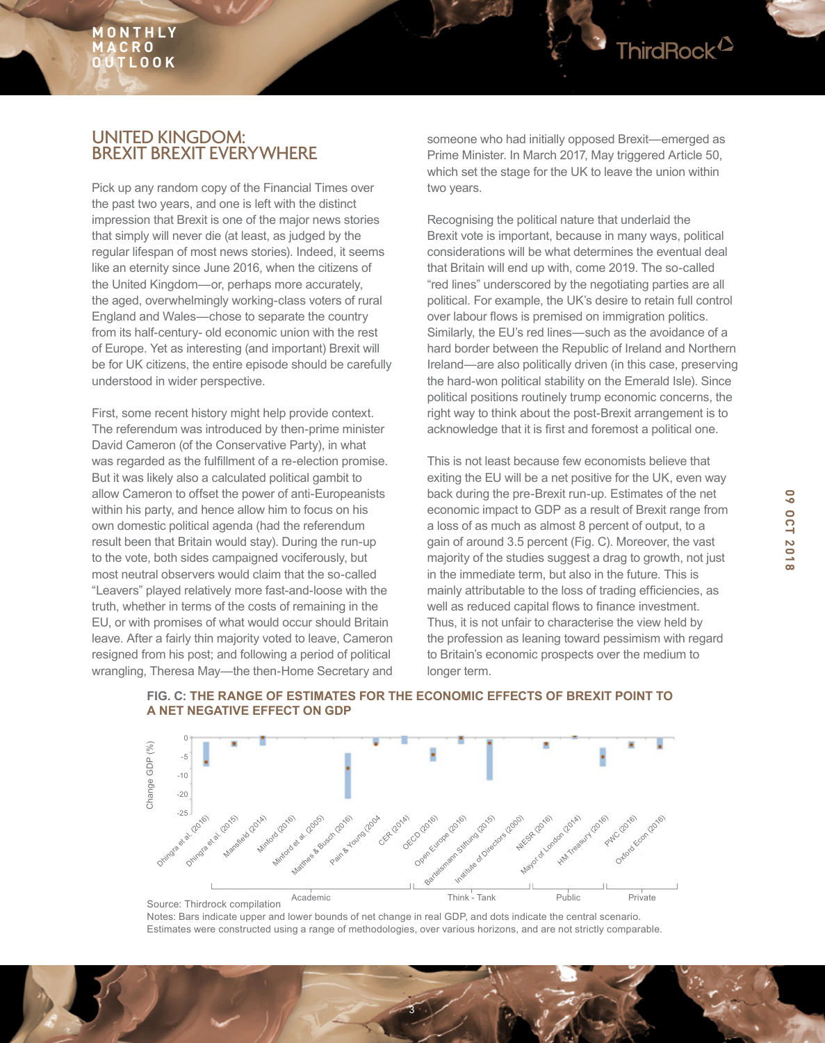## UNITED KINGDOM: BREXIT BREXIT EVERYWHERE

Pick up any random copy of the Financial Times over the past two years, and one is left with the distinct impression that Brexit is one of the major news stories that simply will never die (at least, as judged by the regular lifespan of most news stories). Indeed, it seems like an eternity since June 2016, when the citizens of the United Kingdom—or, perhaps more accurately, the aged, overwhelmingly working-class voters of rural England and Wales—chose to separate the country from its half-century- old economic union with the rest of Europe. Yet as interesting (and important) Brexit will be for UK citizens, the entire episode should be carefully understood in wider perspective.

First, some recent history might help provide context. The referendum was introduced by then-prime minister David Cameron (of the Conservative Party), in what was regarded as the fulfillment of a re-election promise. But it was likely also a calculated political gambit to allow Cameron to offset the power of anti-Europeanists within his party, and hence allow him to focus on his own domestic political agenda (had the referendum result been that Britain would stay). During the run-up to the vote, both sides campaigned vociferously, but most neutral observers would claim that the so-called "Leavers" played relatively more fast-and-loose with the truth, whether in terms of the costs of remaining in the EU, or with promises of what would occur should Britain leave. After a fairly thin majority voted to leave, Cameron resigned from his post; and following a period of political wrangling, Theresa May—the then-Home Secretary and someone who had initially opposed Brexit—emerged as Prime Minister. In March 2017, May triggered Article 50, which set the stage for the UK to leave the union within two years.

Recognising the political nature that underlaid the Brexit vote is important, because in many ways, political considerations will be what determines the eventual deal that Britain will end up with, come 2019. The so-called "red lines" underscored by the negotiating parties are all political. For example, the UK's desire to retain full control over labour flows is premised on immigration politics. Similarly, the EU's red lines—such as the avoidance of a hard border between the Republic of Ireland and Northern Ireland—are also politically driven (in this case, preserving the hard-won political stability on the Emerald Isle). Since political positions routinely trump economic concerns, the right way to think about the post-Brexit arrangement is to acknowledge that it is first and foremost a political one.

This is not least because few economists believe that exiting the EU will be a net positive for the UK, even way back during the pre-Brexit run-up. Estimates of the net economic impact to GDP as a result of Brexit range from a loss of as much as almost 8 percent of output, to a gain of around 3.5 percent (Fig. C). Moreover, the vast majority of the studies suggest a drag to growth, not just in the immediate term, but also in the future. This is mainly attributable to the loss of trading efficiencies, as well as reduced capital flows to finance investment. Thus, it is not unfair to characterise the view held by the profession as leaning toward pessimism with regard to Britain's economic prospects over the medium to longer term.

**FIG. C: THE RANGE OF ESTIMATES FOR THE ECONOMIC EFFECTS OF BREXIT POINT TO A NET NEGATIVE EFFECT ON GDP**

Change GDP (%)
0, -5, -10, -20, -25

Dhingra et al. (2016), Dhingra et al. (2015), Mansfield (2014), Minford (2016), Minford et al. (2005), Matthes & Busch (2016), Pain & Young (2004), CER (2014), OECD (2016), Open Europe (2016), Bartelsmann Stiftung (2015), Institute of Directors (2000), NIESR (2016), Mayor of London (2014), HM Treasury (2016), PWC (2016), Oxford Econ (2016)

Academic | Think - Tank | Public | Private

Source: Thirdrock compilation

Notes: Bars indicate upper and lower bounds of net change in real GDP, and dots indicate the central scenario. Estimates were constructed using a range of methodologies, over various horizons, and are not strictly comparable.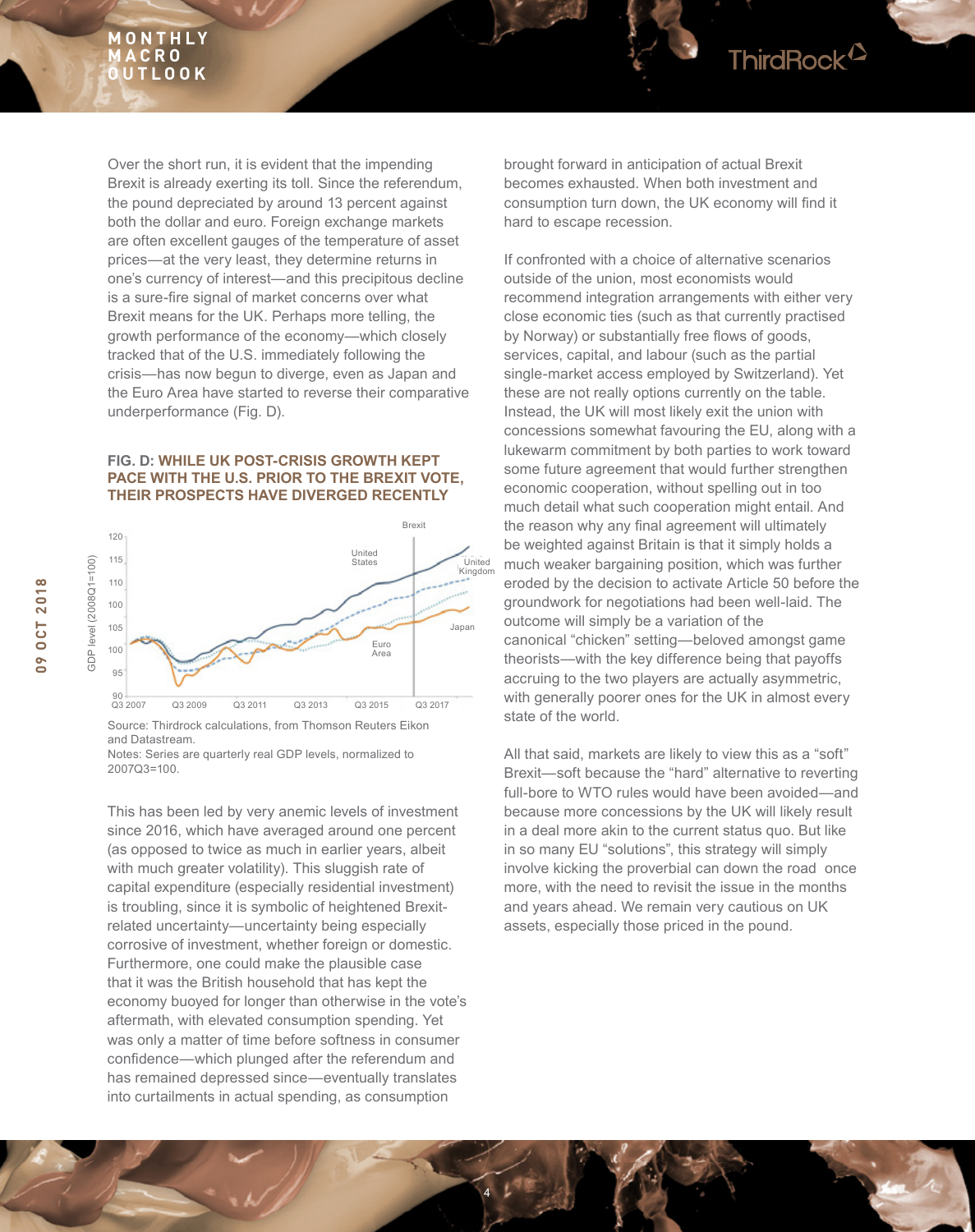Over the short run, it is evident that the impending Brexit is already exerting its toll. Since the referendum, the pound depreciated by around 13 percent against both the dollar and euro. Foreign exchange markets are often excellent gauges of the temperature of asset prices—at the very least, they determine returns in one's currency of interest—and this precipitous decline is a sure-fire signal of market concerns over what Brexit means for the UK. Perhaps more telling, the growth performance of the economy—which closely tracked that of the U.S. immediately following the crisis—has now begun to diverge, even as Japan and the Euro Area have started to reverse their comparative underperformance (Fig. D).

**FIG. D: WHILE UK POST-CRISIS GROWTH KEPT PACE WITH THE U.S. PRIOR TO THE BREXIT VOTE, THEIR PROSPECTS HAVE DIVERGED RECENTLY**

Brexit
United States
United Kingdom
Japan
Euro Area
GDP level (2008Q1=100)
120
115
110
100
105
100
95
90
Q3 2007
Q3 2009
Q3 2011
Q3 2013
Q3 2015
Q3 2017

Source: Thirdrock calculations, from Thomson Reuters Eikon and Datastream.
Notes: Series are quarterly real GDP levels, normalized to 2007Q3=100.

This has been led by very anemic levels of investment since 2016, which have averaged around one percent (as opposed to twice as much in earlier years, albeit with much greater volatility). This sluggish rate of capital expenditure (especially residential investment) is troubling, since it is symbolic of heightened Brexit-related uncertainty—uncertainty being especially corrosive of investment, whether foreign or domestic. Furthermore, one could make the plausible case that it was the British household that has kept the economy buoyed for longer than otherwise in the vote's aftermath, with elevated consumption spending. Yet was only a matter of time before softness in consumer confidence—which plunged after the referendum and has remained depressed since—eventually translates into curtailments in actual spending, as consumption brought forward in anticipation of actual Brexit becomes exhausted. When both investment and consumption turn down, the UK economy will find it hard to escape recession.

If confronted with a choice of alternative scenarios outside of the union, most economists would recommend integration arrangements with either very close economic ties (such as that currently practised by Norway) or substantially free flows of goods, services, capital, and labour (such as the partial single-market access employed by Switzerland). Yet these are not really options currently on the table. Instead, the UK will most likely exit the union with concessions somewhat favouring the EU, along with a lukewarm commitment by both parties to work toward some future agreement that would further strengthen economic cooperation, without spelling out in too much detail what such cooperation might entail. And the reason why any final agreement will ultimately be weighted against Britain is that it simply holds a much weaker bargaining position, which was further eroded by the decision to activate Article 50 before the groundwork for negotiations had been well-laid. The outcome will simply be a variation of the canonical "chicken" setting—beloved amongst game theorists—with the key difference being that payoffs accruing to the two players are actually asymmetric, with generally poorer ones for the UK in almost every state of the world.

All that said, markets are likely to view this as a "soft" Brexit—soft because the "hard" alternative to reverting full-bore to WTO rules would have been avoided—and because more concessions by the UK will likely result in a deal more akin to the current status quo. But like in so many EU "solutions", this strategy will simply involve kicking the proverbial can down the road once more, with the need to revisit the issue in the months and years ahead. We remain very cautious on UK assets, especially those priced in the pound.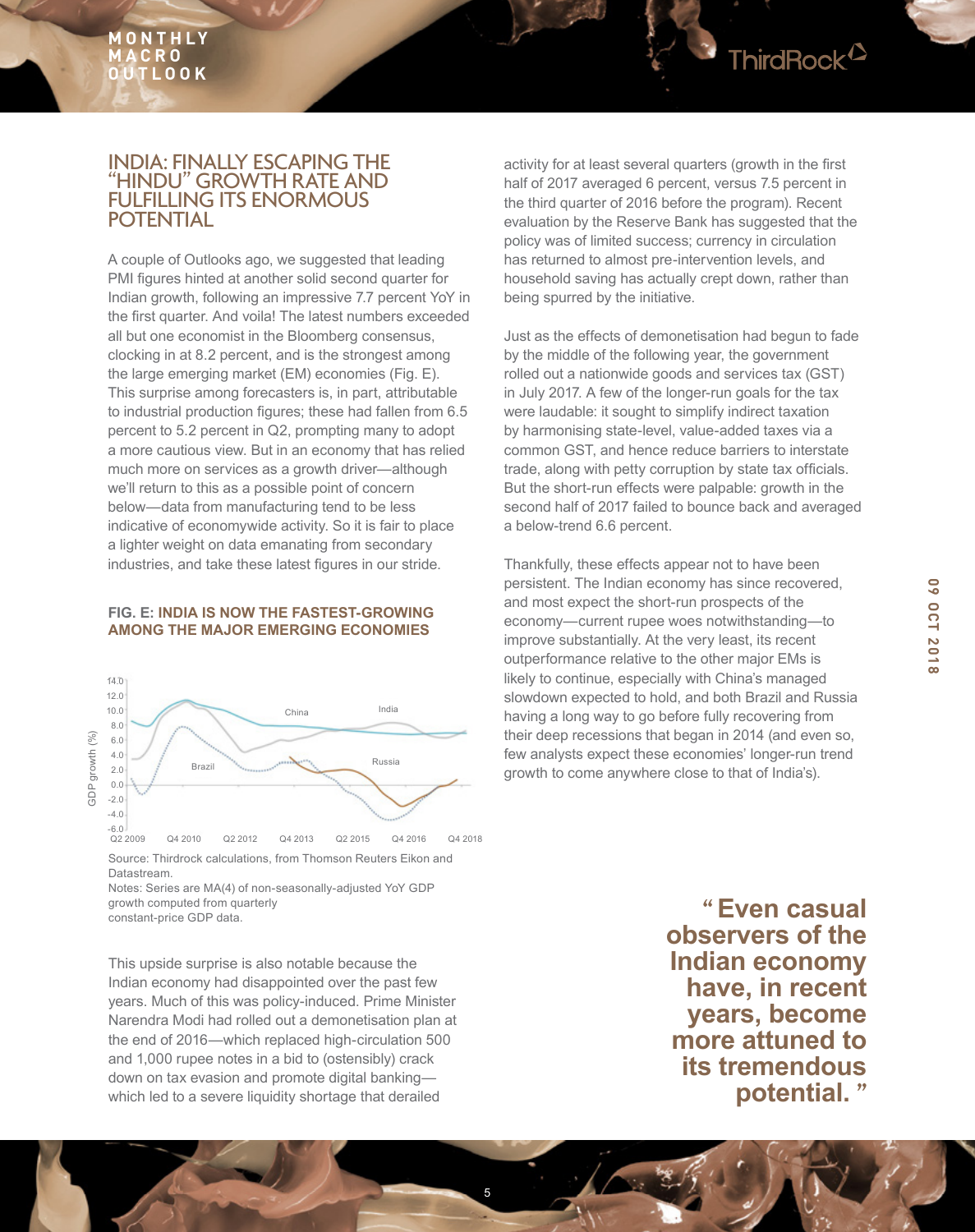## INDIA: FINALLY ESCAPING THE "HINDU" GROWTH RATE AND FULFILLING ITS ENORMOUS POTENTIAL

A couple of Outlooks ago, we suggested that leading PMI figures hinted at another solid second quarter for Indian growth, following an impressive 7.7 percent YoY in the first quarter. And voila! The latest numbers exceeded all but one economist in the Bloomberg consensus, clocking in at 8.2 percent, and is the strongest among the large emerging market (EM) economies (Fig. E). This surprise among forecasters is, in part, attributable to industrial production figures; these had fallen from 6.5 percent to 5.2 percent in Q2, prompting many to adopt a more cautious view. But in an economy that has relied much more on services as a growth driver—although we'll return to this as a possible point of concern below—data from manufacturing tend to be less indicative of economywide activity. So it is fair to place a lighter weight on data emanating from secondary industries, and take these latest figures in our stride.

**FIG. E: INDIA IS NOW THE FASTEST-GROWING AMONG THE MAJOR EMERGING ECONOMIES**

GDP growth (%)

14.0
12.0
10.0
8.0
6.0
4.0
2.0
0.0
-2.0
-4.0
-6.0

Q2 2009 Q4 2010 Q2 2012 Q4 2013 Q2 2015 Q4 2016 Q4 2018

China
India
Brazil
Russia

Source: Thirdrock calculations, from Thomson Reuters Eikon and Datastream.
Notes: Series are MA(4) of non-seasonally-adjusted YoY GDP growth computed from quarterly constant-price GDP data.

This upside surprise is also notable because the Indian economy had disappointed over the past few years. Much of this was policy-induced. Prime Minister Narendra Modi had rolled out a demonetisation plan at the end of 2016—which replaced high-circulation 500 and 1,000 rupee notes in a bid to (ostensibly) crack down on tax evasion and promote digital banking—which led to a severe liquidity shortage that derailed activity for at least several quarters (growth in the first half of 2017 averaged 6 percent, versus 7.5 percent in the third quarter of 2016 before the program). Recent evaluation by the Reserve Bank has suggested that the policy was of limited success; currency in circulation has returned to almost pre-intervention levels, and household saving has actually crept down, rather than being spurred by the initiative.

Just as the effects of demonetisation had begun to fade by the middle of the following year, the government rolled out a nationwide goods and services tax (GST) in July 2017. A few of the longer-run goals for the tax were laudable: it sought to simplify indirect taxation by harmonising state-level, value-added taxes via a common GST, and hence reduce barriers to interstate trade, along with petty corruption by state tax officials. But the short-run effects were palpable: growth in the second half of 2017 failed to bounce back and averaged a below-trend 6.6 percent.

Thankfully, these effects appear not to have been persistent. The Indian economy has since recovered, and most expect the short-run prospects of the economy—current rupee woes notwithstanding—to improve substantially. At the very least, its recent outperformance relative to the other major EMs is likely to continue, especially with China's managed slowdown expected to hold, and both Brazil and Russia having a long way to go before fully recovering from their deep recessions that began in 2014 (and even so, few analysts expect these economies' longer-run trend growth to come anywhere close to that of India's).

> **"Even casual observers of the Indian economy have, in recent years, become more attuned to its tremendous potential."**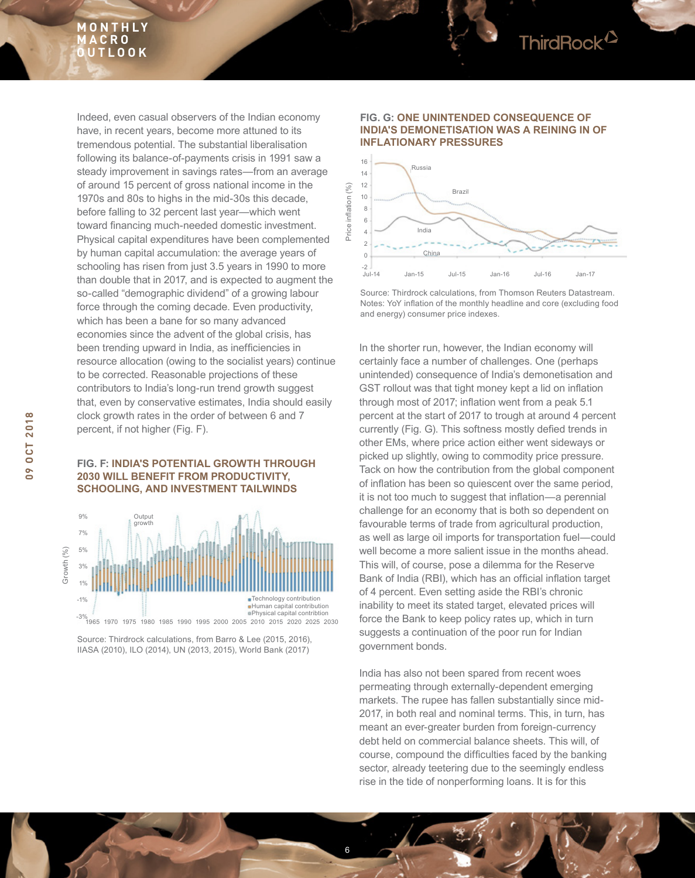Indeed, even casual observers of the Indian economy have, in recent years, become more attuned to its tremendous potential. The substantial liberalisation following its balance-of-payments crisis in 1991 saw a steady improvement in savings rates—from an average of around 15 percent of gross national income in the 1970s and 80s to highs in the mid-30s this decade, before falling to 32 percent last year—which went toward financing much-needed domestic investment. Physical capital expenditures have been complemented by human capital accumulation: the average years of schooling has risen from just 3.5 years in 1990 to more than double that in 2017, and is expected to augment the so-called "demographic dividend" of a growing labour force through the coming decade. Even productivity, which has been a bane for so many advanced economies since the advent of the global crisis, has been trending upward in India, as inefficiencies in resource allocation (owing to the socialist years) continue to be corrected. Reasonable projections of these contributors to India's long-run trend growth suggest that, even by conservative estimates, India should easily clock growth rates in the order of between 6 and 7 percent, if not higher (Fig. F).

### FIG. F: INDIA'S POTENTIAL GROWTH THROUGH 2030 WILL BENEFIT FROM PRODUCTIVITY, SCHOOLING, AND INVESTMENT TAILWINDS

Growth (%)
9%
7%
5%
3%
1%
-1%
-3%
Output growth
1965 1970 1975 1980 1985 1990 1995 2000 2005 2010 2015 2020 2025 2030
Technology contribution
Human capital contribution
Physical capital contribtion

Source: Thirdrock calculations, from Barro & Lee (2015, 2016), IIASA (2010), ILO (2014), UN (2013, 2015), World Bank (2017)

### FIG. G: ONE UNINTENDED CONSEQUENCE OF INDIA'S DEMONETISATION WAS A REINING IN OF INFLATIONARY PRESSURES

Price inflation (%)
16
14
12
10
8
6
4
2
0
-2
Russia
Brazil
India
China
Jul-14 Jan-15 Jul-15 Jan-16 Jul-16 Jan-17

Source: Thirdrock calculations, from Thomson Reuters Datastream. Notes: YoY inflation of the monthly headline and core (excluding food and energy) consumer price indexes.

In the shorter run, however, the Indian economy will certainly face a number of challenges. One (perhaps unintended) consequence of India's demonetisation and GST rollout was that tight money kept a lid on inflation through most of 2017; inflation went from a peak 5.1 percent at the start of 2017 to trough at around 4 percent currently (Fig. G). This softness mostly defied trends in other EMs, where price action either went sideways or picked up slightly, owing to commodity price pressure. Tack on how the contribution from the global component of inflation has been so quiescent over the same period, it is not too much to suggest that inflation—a perennial challenge for an economy that is both so dependent on favourable terms of trade from agricultural production, as well as large oil imports for transportation fuel—could well become a more salient issue in the months ahead. This will, of course, pose a dilemma for the Reserve Bank of India (RBI), which has an official inflation target of 4 percent. Even setting aside the RBI's chronic inability to meet its stated target, elevated prices will force the Bank to keep policy rates up, which in turn suggests a continuation of the poor run for Indian government bonds.

India has also not been spared from recent woes permeating through externally-dependent emerging markets. The rupee has fallen substantially since mid-2017, in both real and nominal terms. This, in turn, has meant an ever-greater burden from foreign-currency debt held on commercial balance sheets. This will, of course, compound the difficulties faced by the banking sector, already teetering due to the seemingly endless rise in the tide of nonperforming loans. It is for this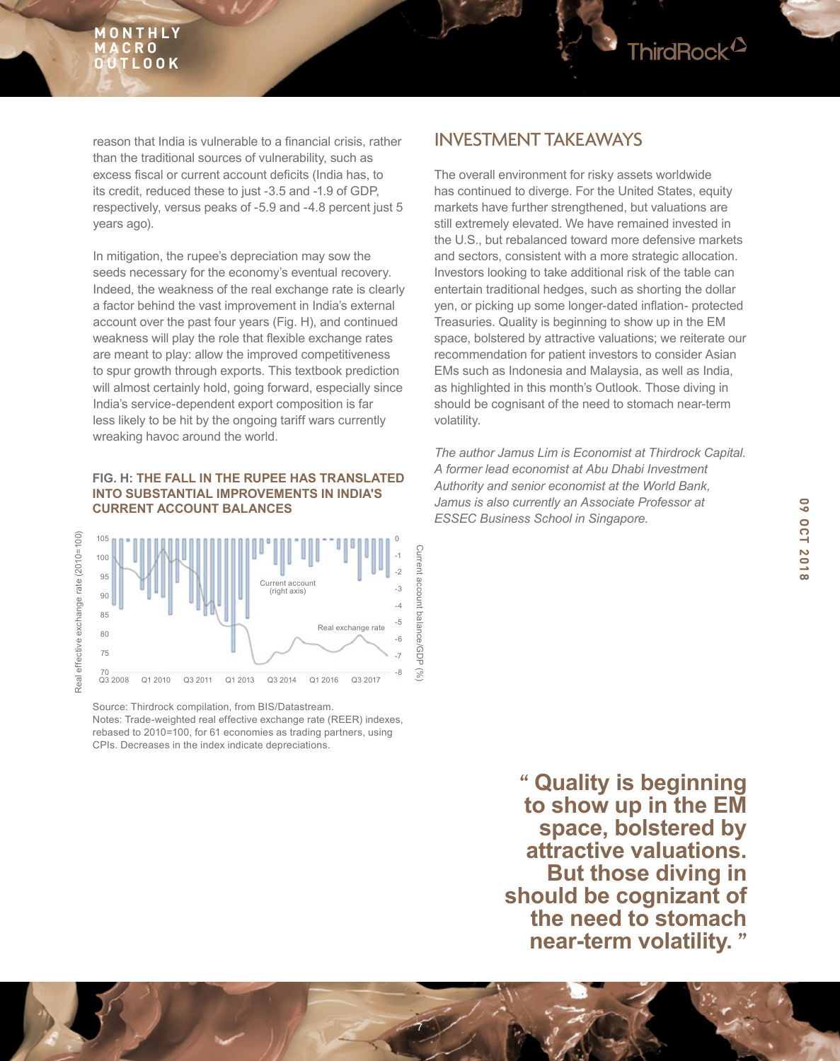reason that India is vulnerable to a financial crisis, rather than the traditional sources of vulnerability, such as excess fiscal or current account deficits (India has, to its credit, reduced these to just -3.5 and -1.9 of GDP, respectively, versus peaks of -5.9 and -4.8 percent just 5 years ago).

In mitigation, the rupee's depreciation may sow the seeds necessary for the economy's eventual recovery. Indeed, the weakness of the real exchange rate is clearly a factor behind the vast improvement in India's external account over the past four years (Fig. H), and continued weakness will play the role that flexible exchange rates are meant to play: allow the improved competitiveness to spur growth through exports. This textbook prediction will almost certainly hold, going forward, especially since India's service-dependent export composition is far less likely to be hit by the ongoing tariff wars currently wreaking havoc around the world.

**FIG. H: THE FALL IN THE RUPEE HAS TRANSLATED INTO SUBSTANTIAL IMPROVEMENTS IN INDIA'S CURRENT ACCOUNT BALANCES**

Source: Thirdrock compilation, from BIS/Datastream.
Notes: Trade-weighted real effective exchange rate (REER) indexes, rebased to 2010=100, for 61 economies as trading partners, using CPIs. Decreases in the index indicate depreciations.

## INVESTMENT TAKEAWAYS

The overall environment for risky assets worldwide has continued to diverge. For the United States, equity markets have further strengthened, but valuations are still extremely elevated. We have remained invested in the U.S., but rebalanced toward more defensive markets and sectors, consistent with a more strategic allocation. Investors looking to take additional risk of the table can entertain traditional hedges, such as shorting the dollar yen, or picking up some longer-dated inflation- protected Treasuries. Quality is beginning to show up in the EM space, bolstered by attractive valuations; we reiterate our recommendation for patient investors to consider Asian EMs such as Indonesia and Malaysia, as well as India, as highlighted in this month's Outlook. Those diving in should be cognisant of the need to stomach near-term volatility.

*The author Jamus Lim is Economist at Thirdrock Capital. A former lead economist at Abu Dhabi Investment Authority and senior economist at the World Bank, Jamus is also currently an Associate Professor at ESSEC Business School in Singapore.*

> **" Quality is beginning to show up in the EM space, bolstered by attractive valuations. But those diving in should be cognizant of the need to stomach near-term volatility. "**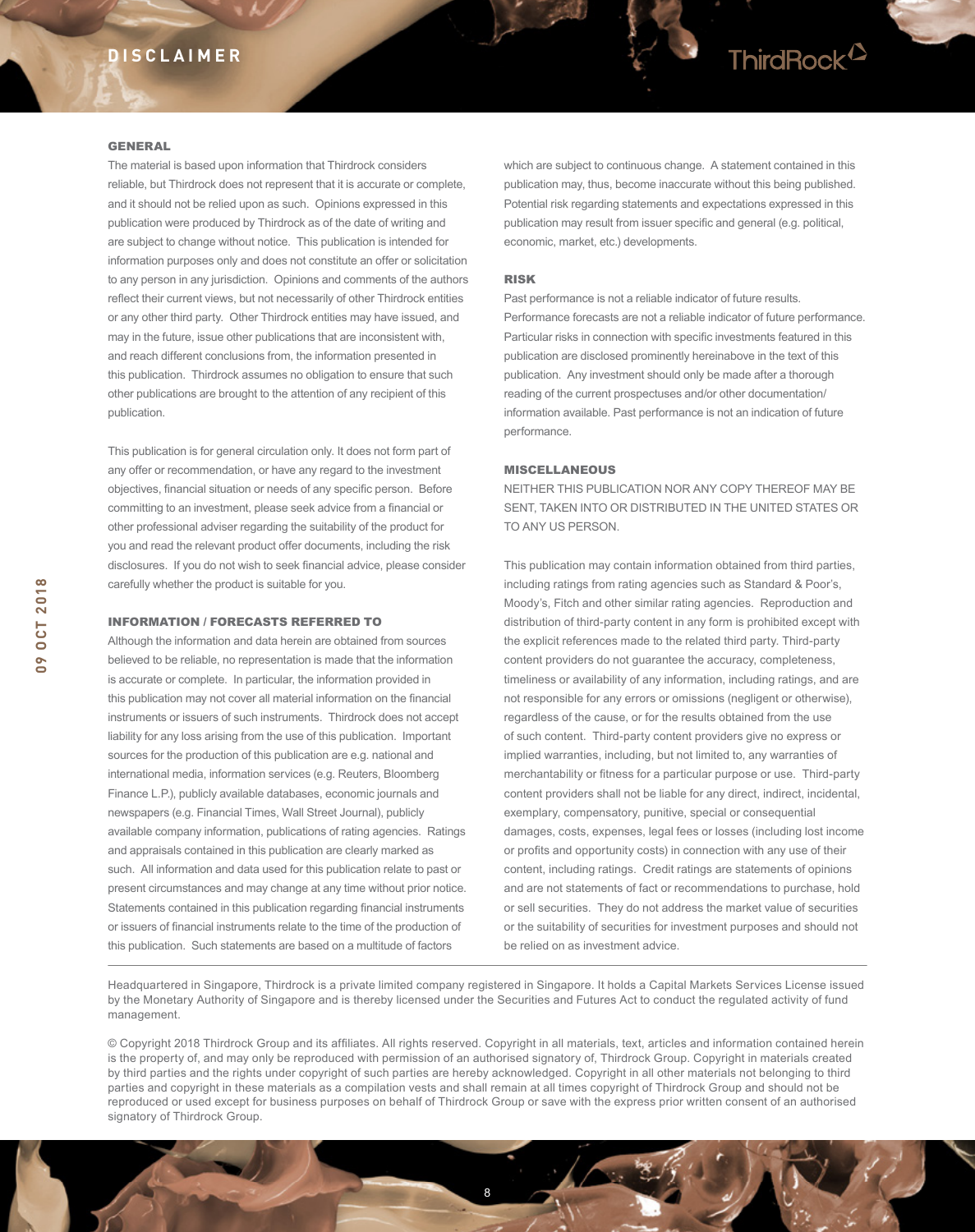# DISCLAIMER

### GENERAL

The material is based upon information that Thirdrock considers reliable, but Thirdrock does not represent that it is accurate or complete, and it should not be relied upon as such. Opinions expressed in this publication were produced by Thirdrock as of the date of writing and are subject to change without notice. This publication is intended for information purposes only and does not constitute an offer or solicitation to any person in any jurisdiction. Opinions and comments of the authors reflect their current views, but not necessarily of other Thirdrock entities or any other third party. Other Thirdrock entities may have issued, and may in the future, issue other publications that are inconsistent with, and reach different conclusions from, the information presented in this publication. Thirdrock assumes no obligation to ensure that such other publications are brought to the attention of any recipient of this publication.

This publication is for general circulation only. It does not form part of any offer or recommendation, or have any regard to the investment objectives, financial situation or needs of any specific person. Before committing to an investment, please seek advice from a financial or other professional adviser regarding the suitability of the product for you and read the relevant product offer documents, including the risk disclosures. If you do not wish to seek financial advice, please consider carefully whether the product is suitable for you.

### INFORMATION / FORECASTS REFERRED TO

Although the information and data herein are obtained from sources believed to be reliable, no representation is made that the information is accurate or complete. In particular, the information provided in this publication may not cover all material information on the financial instruments or issuers of such instruments. Thirdrock does not accept liability for any loss arising from the use of this publication. Important sources for the production of this publication are e.g. national and international media, information services (e.g. Reuters, Bloomberg Finance L.P.), publicly available databases, economic journals and newspapers (e.g. Financial Times, Wall Street Journal), publicly available company information, publications of rating agencies. Ratings and appraisals contained in this publication are clearly marked as such. All information and data used for this publication relate to past or present circumstances and may change at any time without prior notice. Statements contained in this publication regarding financial instruments or issuers of financial instruments relate to the time of the production of this publication. Such statements are based on a multitude of factors which are subject to continuous change. A statement contained in this publication may, thus, become inaccurate without this being published. Potential risk regarding statements and expectations expressed in this publication may result from issuer specific and general (e.g. political, economic, market, etc.) developments.

### RISK

Past performance is not a reliable indicator of future results. Performance forecasts are not a reliable indicator of future performance. Particular risks in connection with specific investments featured in this publication are disclosed prominently hereinabove in the text of this publication. Any investment should only be made after a thorough reading of the current prospectuses and/or other documentation/information available. Past performance is not an indication of future performance.

### MISCELLANEOUS

NEITHER THIS PUBLICATION NOR ANY COPY THEREOF MAY BE SENT, TAKEN INTO OR DISTRIBUTED IN THE UNITED STATES OR TO ANY US PERSON.

This publication may contain information obtained from third parties, including ratings from rating agencies such as Standard & Poor's, Moody's, Fitch and other similar rating agencies. Reproduction and distribution of third-party content in any form is prohibited except with the explicit references made to the related third party. Third-party content providers do not guarantee the accuracy, completeness, timeliness or availability of any information, including ratings, and are not responsible for any errors or omissions (negligent or otherwise), regardless of the cause, or for the results obtained from the use of such content. Third-party content providers give no express or implied warranties, including, but not limited to, any warranties of merchantability or fitness for a particular purpose or use. Third-party content providers shall not be liable for any direct, indirect, incidental, exemplary, compensatory, punitive, special or consequential damages, costs, expenses, legal fees or losses (including lost income or profits and opportunity costs) in connection with any use of their content, including ratings. Credit ratings are statements of opinions and are not statements of fact or recommendations to purchase, hold or sell securities. They do not address the market value of securities or the suitability of securities for investment purposes and should not be relied on as investment advice.

---

Headquartered in Singapore, Thirdrock is a private limited company registered in Singapore. It holds a Capital Markets Services License issued by the Monetary Authority of Singapore and is thereby licensed under the Securities and Futures Act to conduct the regulated activity of fund management.

© Copyright 2018 Thirdrock Group and its affiliates. All rights reserved. Copyright in all materials, text, articles and information contained herein is the property of, and may only be reproduced with permission of an authorised signatory of, Thirdrock Group. Copyright in materials created by third parties and the rights under copyright of such parties are hereby acknowledged. Copyright in all other materials not belonging to third parties and copyright in these materials as a compilation vests and shall remain at all times copyright of Thirdrock Group and should not be reproduced or used except for business purposes on behalf of Thirdrock Group or save with the express prior written consent of an authorised signatory of Thirdrock Group.